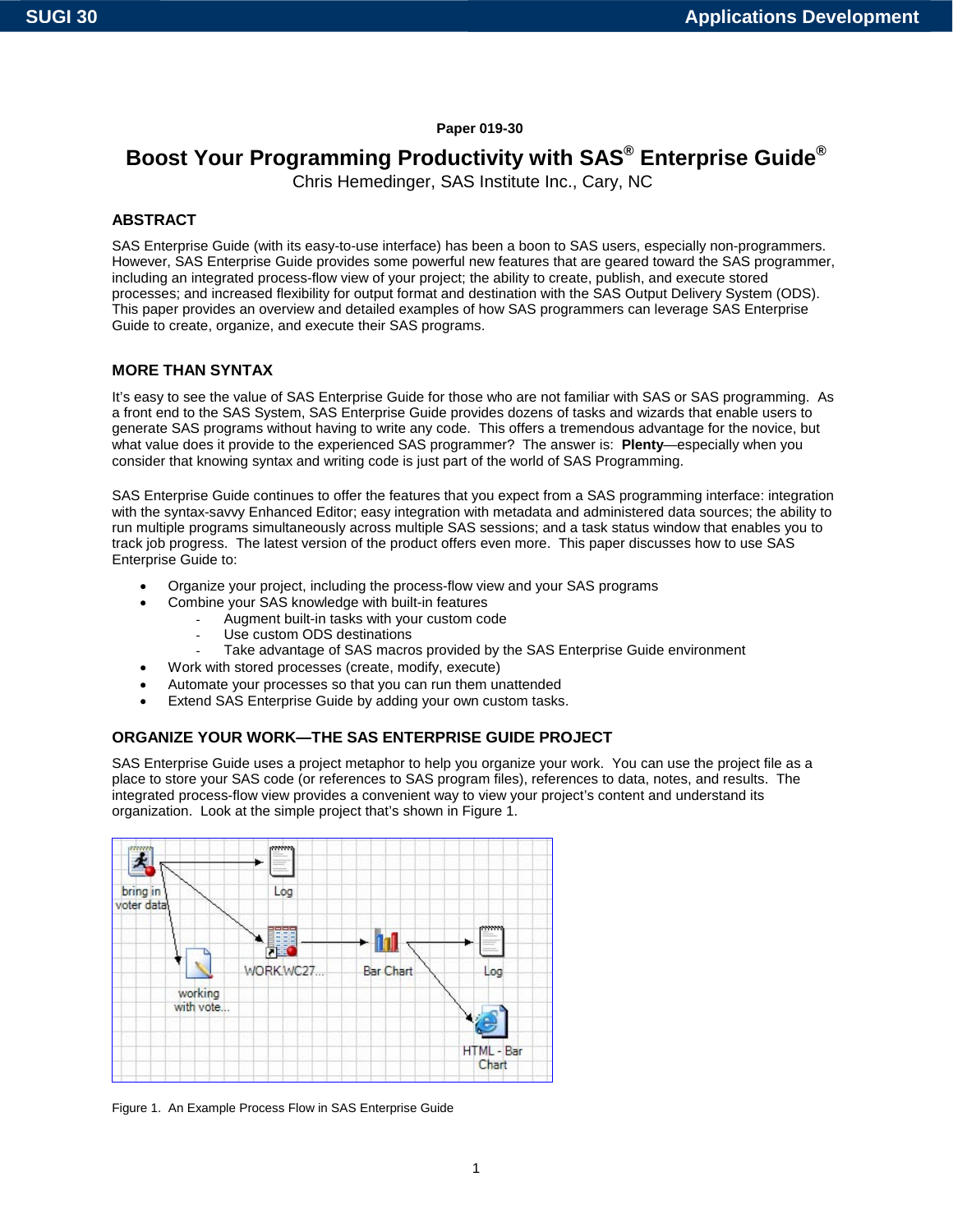Paper 019-30

# Boost Your Programming Productivity with SAS® Enterprise Guide®

Chris Hemedinger, SAS Institute Inc., Cary, NC

## ABSTRACT

SAS Enterprise Guide (with its easy-to-use interface) has been a boon to SAS users, especially non-programmers. However, SAS Enterprise Guide provides some powerful new features that are geared toward the SAS programmer, including an integrated process-flow view of your project; the ability to create, publish, and execute stored processes; and increased flexibility for output format and destination with the SAS Output Delivery System (ODS). This paper provides an overview and detailed examples of how SAS programmers can leverage SAS Enterprise Guide to create, organize, and execute their SAS programs.

## MORE THAN SYNTAX

It's easy to see the value of SAS Enterprise Guide for those who are not familiar with SAS or SAS programming. As a front end to the SAS System, SAS Enterprise Guide provides dozens of tasks and wizards that enable users to generate SAS programs without having to write any code. This offers a tremendous advantage for the novice, but what value does it provide to the experienced SAS programmer? The answer is: **Plenty**—especially when you consider that knowing syntax and writing code is just part of the world of SAS Programming.

SAS Enterprise Guide continues to offer the features that you expect from a SAS programming interface: integration with the syntax-savvy Enhanced Editor; easy integration with metadata and administered data sources; the ability to run multiple programs simultaneously across multiple SAS sessions; and a task status window that enables you to track job progress. The latest version of the product offers even more. This paper discusses how to use SAS Enterprise Guide to:

- Organize your project, including the process-flow view and your SAS programs
- Combine your SAS knowledge with built-in features
  - Augment built-in tasks with your custom code
  - Use custom ODS destinations
  - Take advantage of SAS macros provided by the SAS Enterprise Guide environment
- Work with stored processes (create, modify, execute)
- Automate your processes so that you can run them unattended
- Extend SAS Enterprise Guide by adding your own custom tasks.

## ORGANIZE YOUR WORK—THE SAS ENTERPRISE GUIDE PROJECT

SAS Enterprise Guide uses a project metaphor to help you organize your work. You can use the project file as a place to store your SAS code (or references to SAS program files), references to data, notes, and results. The integrated process-flow view provides a convenient way to view your project's content and understand its organization. Look at the simple project that's shown in Figure 1.

Figure 1. An Example Process Flow in SAS Enterprise Guide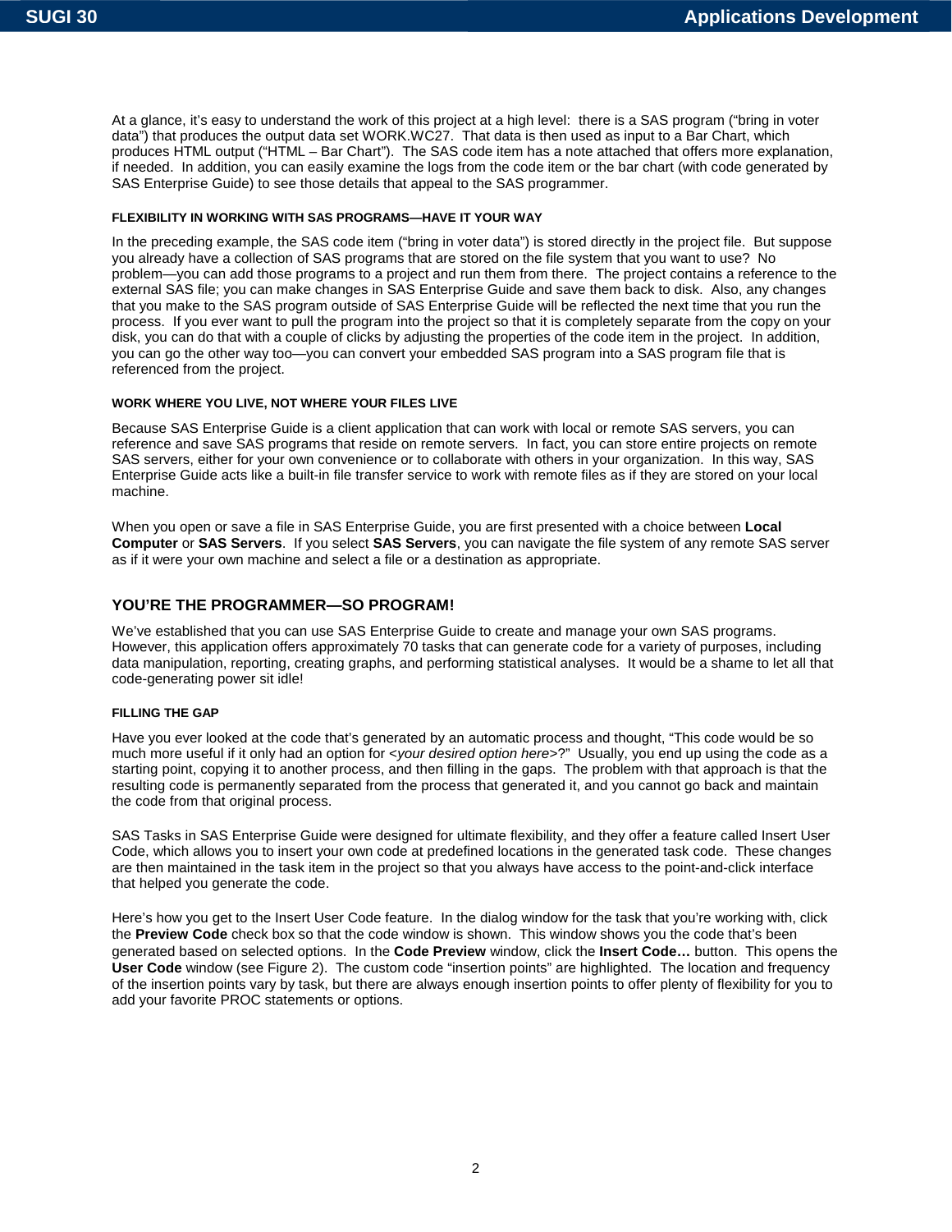At a glance, it's easy to understand the work of this project at a high level: there is a SAS program ("bring in voter data") that produces the output data set WORK.WC27. That data is then used as input to a Bar Chart, which produces HTML output ("HTML – Bar Chart"). The SAS code item has a note attached that offers more explanation, if needed. In addition, you can easily examine the logs from the code item or the bar chart (with code generated by SAS Enterprise Guide) to see those details that appeal to the SAS programmer.

### FLEXIBILITY IN WORKING WITH SAS PROGRAMS—HAVE IT YOUR WAY

In the preceding example, the SAS code item ("bring in voter data") is stored directly in the project file. But suppose you already have a collection of SAS programs that are stored on the file system that you want to use? No problem—you can add those programs to a project and run them from there. The project contains a reference to the external SAS file; you can make changes in SAS Enterprise Guide and save them back to disk. Also, any changes that you make to the SAS program outside of SAS Enterprise Guide will be reflected the next time that you run the process. If you ever want to pull the program into the project so that it is completely separate from the copy on your disk, you can do that with a couple of clicks by adjusting the properties of the code item in the project. In addition, you can go the other way too—you can convert your embedded SAS program into a SAS program file that is referenced from the project.

### WORK WHERE YOU LIVE, NOT WHERE YOUR FILES LIVE

Because SAS Enterprise Guide is a client application that can work with local or remote SAS servers, you can reference and save SAS programs that reside on remote servers. In fact, you can store entire projects on remote SAS servers, either for your own convenience or to collaborate with others in your organization. In this way, SAS Enterprise Guide acts like a built-in file transfer service to work with remote files as if they are stored on your local machine.

When you open or save a file in SAS Enterprise Guide, you are first presented with a choice between **Local Computer** or **SAS Servers**. If you select **SAS Servers**, you can navigate the file system of any remote SAS server as if it were your own machine and select a file or a destination as appropriate.

## YOU'RE THE PROGRAMMER—SO PROGRAM!

We've established that you can use SAS Enterprise Guide to create and manage your own SAS programs. However, this application offers approximately 70 tasks that can generate code for a variety of purposes, including data manipulation, reporting, creating graphs, and performing statistical analyses. It would be a shame to let all that code-generating power sit idle!

### FILLING THE GAP

Have you ever looked at the code that's generated by an automatic process and thought, "This code would be so much more useful if it only had an option for <*your desired option here*>?" Usually, you end up using the code as a starting point, copying it to another process, and then filling in the gaps. The problem with that approach is that the resulting code is permanently separated from the process that generated it, and you cannot go back and maintain the code from that original process.

SAS Tasks in SAS Enterprise Guide were designed for ultimate flexibility, and they offer a feature called Insert User Code, which allows you to insert your own code at predefined locations in the generated task code. These changes are then maintained in the task item in the project so that you always have access to the point-and-click interface that helped you generate the code.

Here's how you get to the Insert User Code feature. In the dialog window for the task that you're working with, click the **Preview Code** check box so that the code window is shown. This window shows you the code that's been generated based on selected options. In the **Code Preview** window, click the **Insert Code…** button. This opens the **User Code** window (see Figure 2). The custom code "insertion points" are highlighted. The location and frequency of the insertion points vary by task, but there are always enough insertion points to offer plenty of flexibility for you to add your favorite PROC statements or options.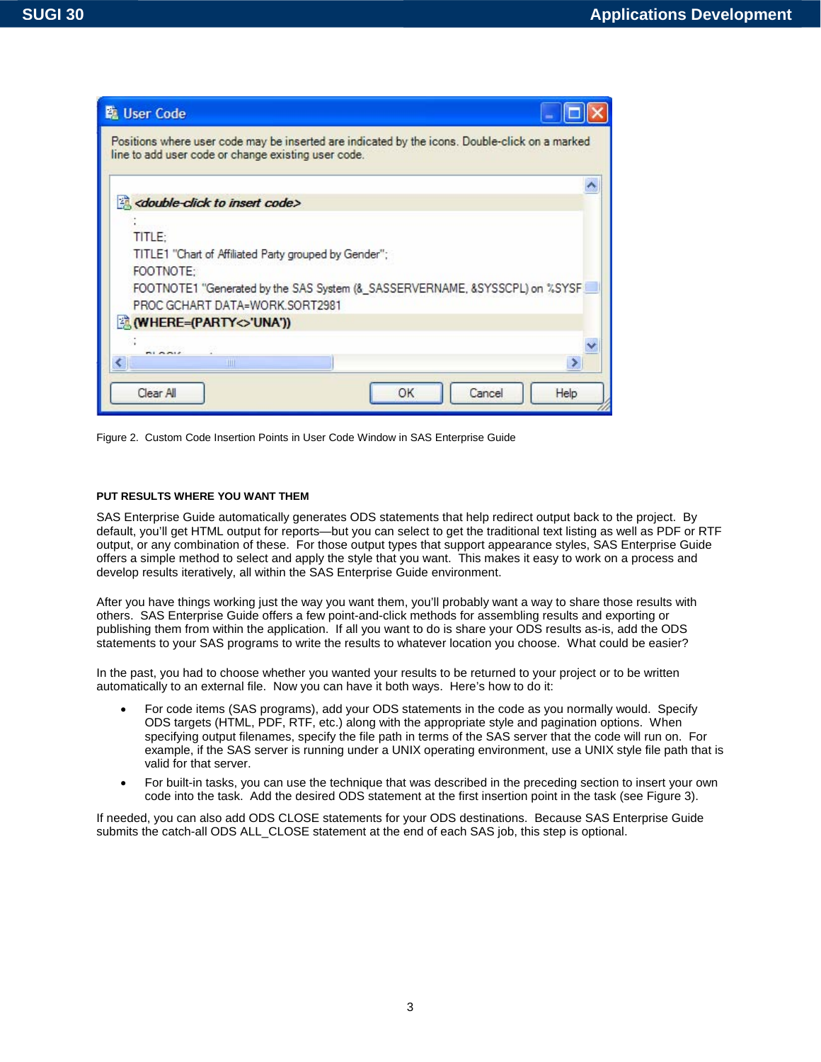Figure 2. Custom Code Insertion Points in User Code Window in SAS Enterprise Guide

#### PUT RESULTS WHERE YOU WANT THEM

SAS Enterprise Guide automatically generates ODS statements that help redirect output back to the project. By default, you'll get HTML output for reports—but you can select to get the traditional text listing as well as PDF or RTF output, or any combination of these. For those output types that support appearance styles, SAS Enterprise Guide offers a simple method to select and apply the style that you want. This makes it easy to work on a process and develop results iteratively, all within the SAS Enterprise Guide environment.

After you have things working just the way you want them, you'll probably want a way to share those results with others. SAS Enterprise Guide offers a few point-and-click methods for assembling results and exporting or publishing them from within the application. If all you want to do is share your ODS results as-is, add the ODS statements to your SAS programs to write the results to whatever location you choose. What could be easier?

In the past, you had to choose whether you wanted your results to be returned to your project or to be written automatically to an external file. Now you can have it both ways. Here's how to do it:

- For code items (SAS programs), add your ODS statements in the code as you normally would. Specify ODS targets (HTML, PDF, RTF, etc.) along with the appropriate style and pagination options. When specifying output filenames, specify the file path in terms of the SAS server that the code will run on. For example, if the SAS server is running under a UNIX operating environment, use a UNIX style file path that is valid for that server.
- For built-in tasks, you can use the technique that was described in the preceding section to insert your own code into the task. Add the desired ODS statement at the first insertion point in the task (see Figure 3).

If needed, you can also add ODS CLOSE statements for your ODS destinations. Because SAS Enterprise Guide submits the catch-all ODS ALL_CLOSE statement at the end of each SAS job, this step is optional.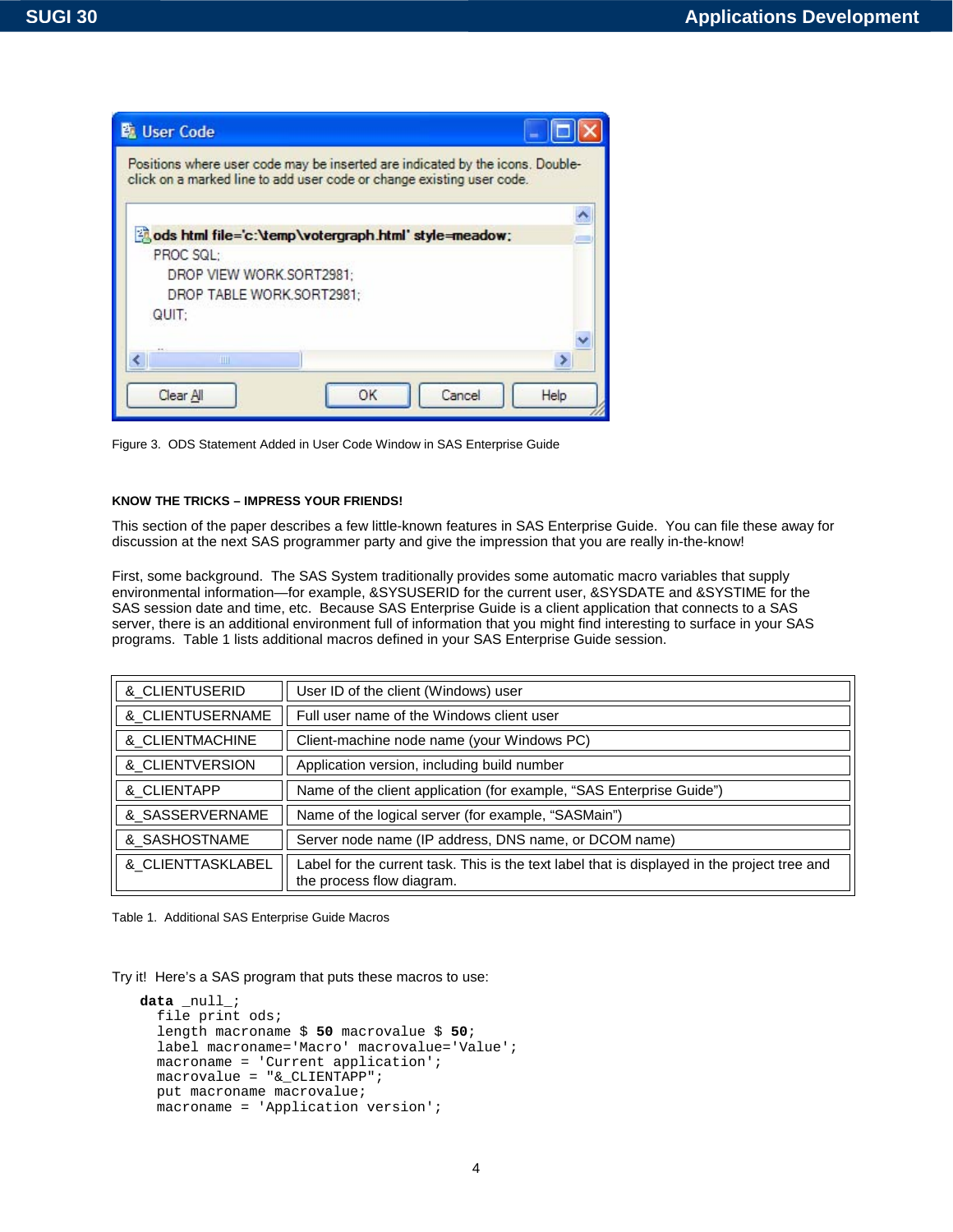Figure 3. ODS Statement Added in User Code Window in SAS Enterprise Guide

**KNOW THE TRICKS – IMPRESS YOUR FRIENDS!**

This section of the paper describes a few little-known features in SAS Enterprise Guide. You can file these away for discussion at the next SAS programmer party and give the impression that you are really in-the-know!

First, some background. The SAS System traditionally provides some automatic macro variables that supply environmental information—for example, &SYSUSERID for the current user, &SYSDATE and &SYSTIME for the SAS session date and time, etc. Because SAS Enterprise Guide is a client application that connects to a SAS server, there is an additional environment full of information that you might find interesting to surface in your SAS programs. Table 1 lists additional macros defined in your SAS Enterprise Guide session.

| | |
|---|---|
| &_CLIENTUSERID | User ID of the client (Windows) user |
| &_CLIENTUSERNAME | Full user name of the Windows client user |
| &_CLIENTMACHINE | Client-machine node name (your Windows PC) |
| &_CLIENTVERSION | Application version, including build number |
| &_CLIENTAPP | Name of the client application (for example, “SAS Enterprise Guide”) |
| &_SASSERVERNAME | Name of the logical server (for example, “SASMain”) |
| &_SASHOSTNAME | Server node name (IP address, DNS name, or DCOM name) |
| &_CLIENTTASKLABEL | Label for the current task. This is the text label that is displayed in the project tree and the process flow diagram. |

Table 1. Additional SAS Enterprise Guide Macros

Try it! Here’s a SAS program that puts these macros to use:

```
data _null_;
  file print ods;
  length macroname $ 50 macrovalue $ 50;
  label macroname='Macro' macrovalue='Value';
  macroname = 'Current application';
  macrovalue = "&_CLIENTAPP";
  put macroname macrovalue;
  macroname = 'Application version';
```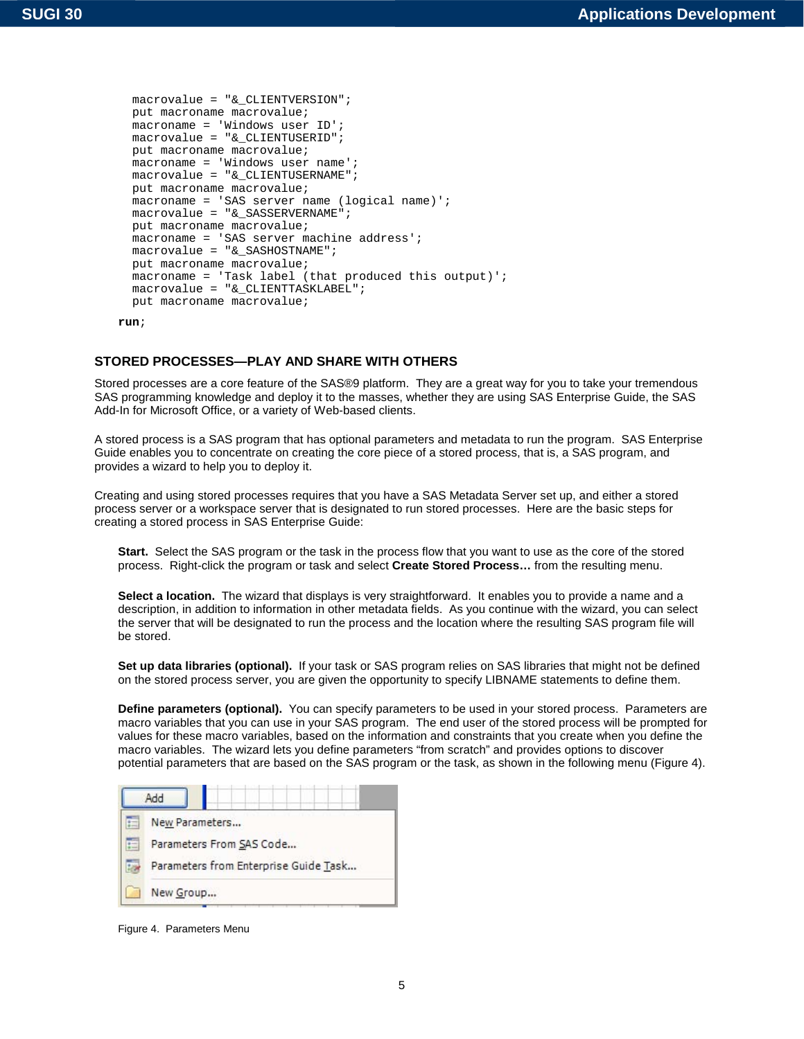```
    macrovalue = "&_CLIENTVERSION";
    put macroname macrovalue;
    macroname = 'Windows user ID';
    macrovalue = "&_CLIENTUSERID";
    put macroname macrovalue;
    macroname = 'Windows user name';
    macrovalue = "&_CLIENTUSERNAME";
    put macroname macrovalue;
    macroname = 'SAS server name (logical name)';
    macrovalue = "&_SASSERVERNAME";
    put macroname macrovalue;
    macroname = 'SAS server machine address';
    macrovalue = "&_SASHOSTNAME";
    put macroname macrovalue;
    macroname = 'Task label (that produced this output)';
    macrovalue = "&_CLIENTTASKLABEL";
    put macroname macrovalue;
run;
```

## STORED PROCESSES—PLAY AND SHARE WITH OTHERS

Stored processes are a core feature of the SAS®9 platform. They are a great way for you to take your tremendous SAS programming knowledge and deploy it to the masses, whether they are using SAS Enterprise Guide, the SAS Add-In for Microsoft Office, or a variety of Web-based clients.

A stored process is a SAS program that has optional parameters and metadata to run the program. SAS Enterprise Guide enables you to concentrate on creating the core piece of a stored process, that is, a SAS program, and provides a wizard to help you to deploy it.

Creating and using stored processes requires that you have a SAS Metadata Server set up, and either a stored process server or a workspace server that is designated to run stored processes. Here are the basic steps for creating a stored process in SAS Enterprise Guide:

**Start.** Select the SAS program or the task in the process flow that you want to use as the core of the stored process. Right-click the program or task and select **Create Stored Process…** from the resulting menu.

**Select a location.** The wizard that displays is very straightforward. It enables you to provide a name and a description, in addition to information in other metadata fields. As you continue with the wizard, you can select the server that will be designated to run the process and the location where the resulting SAS program file will be stored.

**Set up data libraries (optional).** If your task or SAS program relies on SAS libraries that might not be defined on the stored process server, you are given the opportunity to specify LIBNAME statements to define them.

**Define parameters (optional).** You can specify parameters to be used in your stored process. Parameters are macro variables that you can use in your SAS program. The end user of the stored process will be prompted for values for these macro variables, based on the information and constraints that you create when you define the macro variables. The wizard lets you define parameters "from scratch" and provides options to discover potential parameters that are based on the SAS program or the task, as shown in the following menu (Figure 4).

Add
- New Parameters...
- Parameters From SAS Code...
- Parameters from Enterprise Guide Task...
- New Group...

Figure 4. Parameters Menu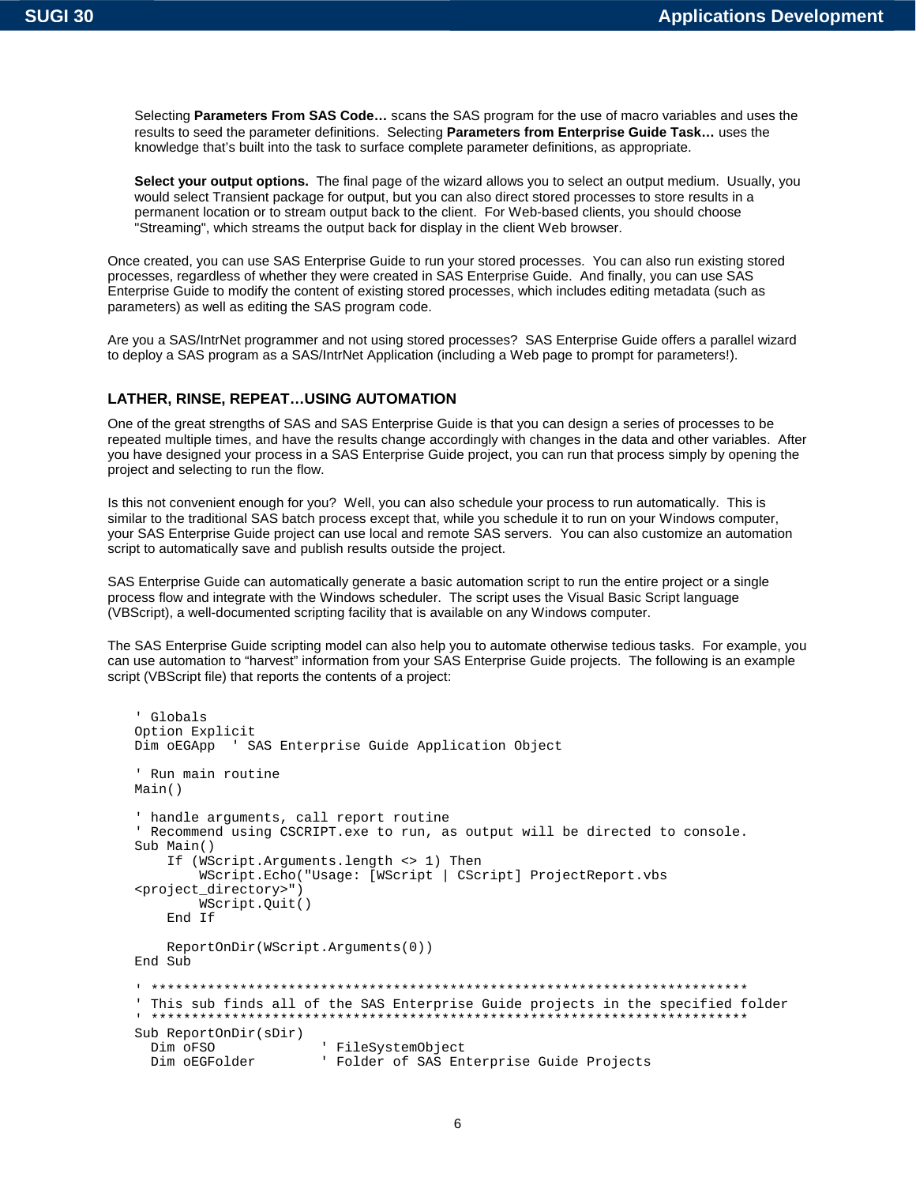Selecting **Parameters From SAS Code…** scans the SAS program for the use of macro variables and uses the results to seed the parameter definitions. Selecting **Parameters from Enterprise Guide Task…** uses the knowledge that's built into the task to surface complete parameter definitions, as appropriate.

**Select your output options.** The final page of the wizard allows you to select an output medium. Usually, you would select Transient package for output, but you can also direct stored processes to store results in a permanent location or to stream output back to the client. For Web-based clients, you should choose "Streaming", which streams the output back for display in the client Web browser.

Once created, you can use SAS Enterprise Guide to run your stored processes. You can also run existing stored processes, regardless of whether they were created in SAS Enterprise Guide. And finally, you can use SAS Enterprise Guide to modify the content of existing stored processes, which includes editing metadata (such as parameters) as well as editing the SAS program code.

Are you a SAS/IntrNet programmer and not using stored processes? SAS Enterprise Guide offers a parallel wizard to deploy a SAS program as a SAS/IntrNet Application (including a Web page to prompt for parameters!).

## LATHER, RINSE, REPEAT…USING AUTOMATION

One of the great strengths of SAS and SAS Enterprise Guide is that you can design a series of processes to be repeated multiple times, and have the results change accordingly with changes in the data and other variables. After you have designed your process in a SAS Enterprise Guide project, you can run that process simply by opening the project and selecting to run the flow.

Is this not convenient enough for you? Well, you can also schedule your process to run automatically. This is similar to the traditional SAS batch process except that, while you schedule it to run on your Windows computer, your SAS Enterprise Guide project can use local and remote SAS servers. You can also customize an automation script to automatically save and publish results outside the project.

SAS Enterprise Guide can automatically generate a basic automation script to run the entire project or a single process flow and integrate with the Windows scheduler. The script uses the Visual Basic Script language (VBScript), a well-documented scripting facility that is available on any Windows computer.

The SAS Enterprise Guide scripting model can also help you to automate otherwise tedious tasks. For example, you can use automation to "harvest" information from your SAS Enterprise Guide projects. The following is an example script (VBScript file) that reports the contents of a project:

```
' Globals
Option Explicit
Dim oEGApp  ' SAS Enterprise Guide Application Object

' Run main routine
Main()

' handle arguments, call report routine
' Recommend using CSCRIPT.exe to run, as output will be directed to console.
Sub Main()
    If (WScript.Arguments.length <> 1) Then
        WScript.Echo("Usage: [WScript | CScript] ProjectReport.vbs
<project_directory>")
        WScript.Quit()
    End If

    ReportOnDir(WScript.Arguments(0))
End Sub

' ***************************************************************************
' This sub finds all of the SAS Enterprise Guide projects in the specified folder
' ***************************************************************************
Sub ReportOnDir(sDir)
  Dim oFSO             ' FileSystemObject
  Dim oEGFolder        ' Folder of SAS Enterprise Guide Projects
```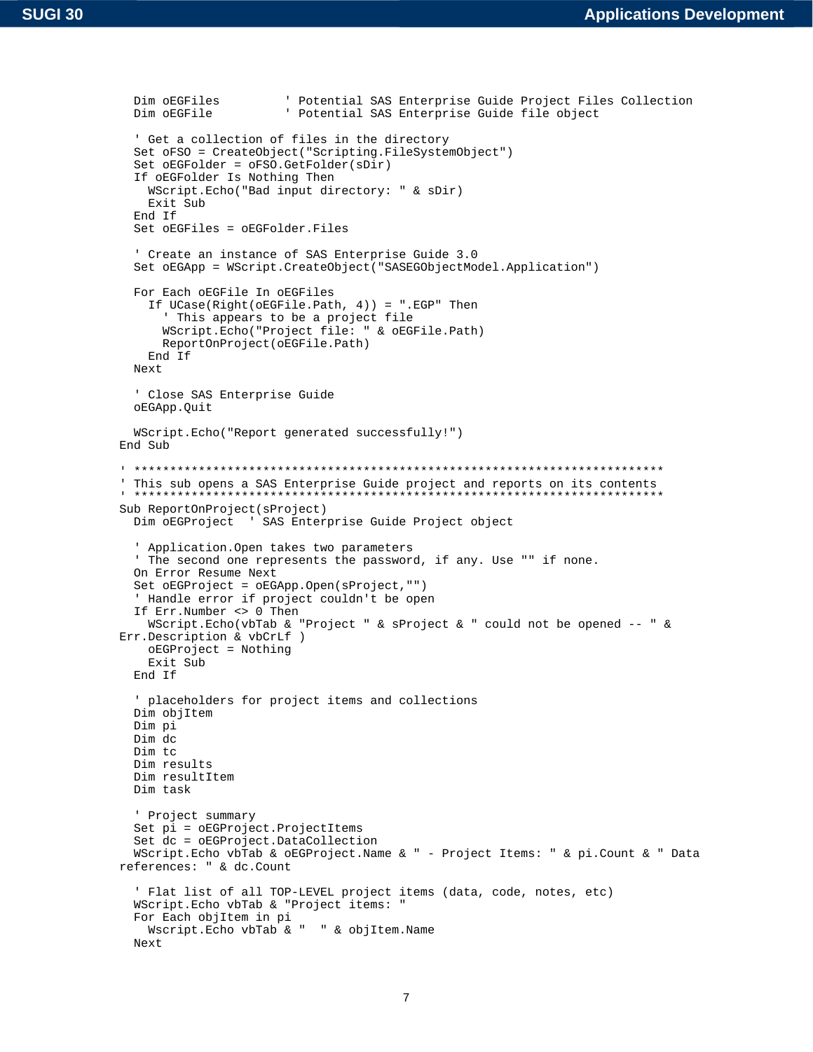```
  Dim oEGFiles         ' Potential SAS Enterprise Guide Project Files Collection
  Dim oEGFile          ' Potential SAS Enterprise Guide file object

  ' Get a collection of files in the directory
  Set oFSO = CreateObject("Scripting.FileSystemObject")
  Set oEGFolder = oFSO.GetFolder(sDir)
  If oEGFolder Is Nothing Then
    WScript.Echo("Bad input directory: " & sDir)
    Exit Sub
  End If
  Set oEGFiles = oEGFolder.Files

  ' Create an instance of SAS Enterprise Guide 3.0
  Set oEGApp = WScript.CreateObject("SASEGObjectModel.Application")

  For Each oEGFile In oEGFiles
    If UCase(Right(oEGFile.Path, 4)) = ".EGP" Then
      ' This appears to be a project file
      WScript.Echo("Project file: " & oEGFile.Path)
      ReportOnProject(oEGFile.Path)
    End If
  Next

  ' Close SAS Enterprise Guide
  oEGApp.Quit

  WScript.Echo("Report generated successfully!")
End Sub

' ****************************************************************************
' This sub opens a SAS Enterprise Guide project and reports on its contents
' ****************************************************************************
Sub ReportOnProject(sProject)
  Dim oEGProject  ' SAS Enterprise Guide Project object

  ' Application.Open takes two parameters
  ' The second one represents the password, if any. Use "" if none.
  On Error Resume Next
  Set oEGProject = oEGApp.Open(sProject,"")
  ' Handle error if project couldn't be open
  If Err.Number <> 0 Then
    WScript.Echo(vbTab & "Project " & sProject & " could not be opened -- " &
Err.Description & vbCrLf )
    oEGProject = Nothing
    Exit Sub
  End If

  ' placeholders for project items and collections
  Dim objItem
  Dim pi
  Dim dc
  Dim tc
  Dim results
  Dim resultItem
  Dim task

  ' Project summary
  Set pi = oEGProject.ProjectItems
  Set dc = oEGProject.DataCollection
  WScript.Echo vbTab & oEGProject.Name & " - Project Items: " & pi.Count & " Data
references: " & dc.Count

  ' Flat list of all TOP-LEVEL project items (data, code, notes, etc)
  WScript.Echo vbTab & "Project items: "
  For Each objItem in pi
    Wscript.Echo vbTab & "  " & objItem.Name
  Next
```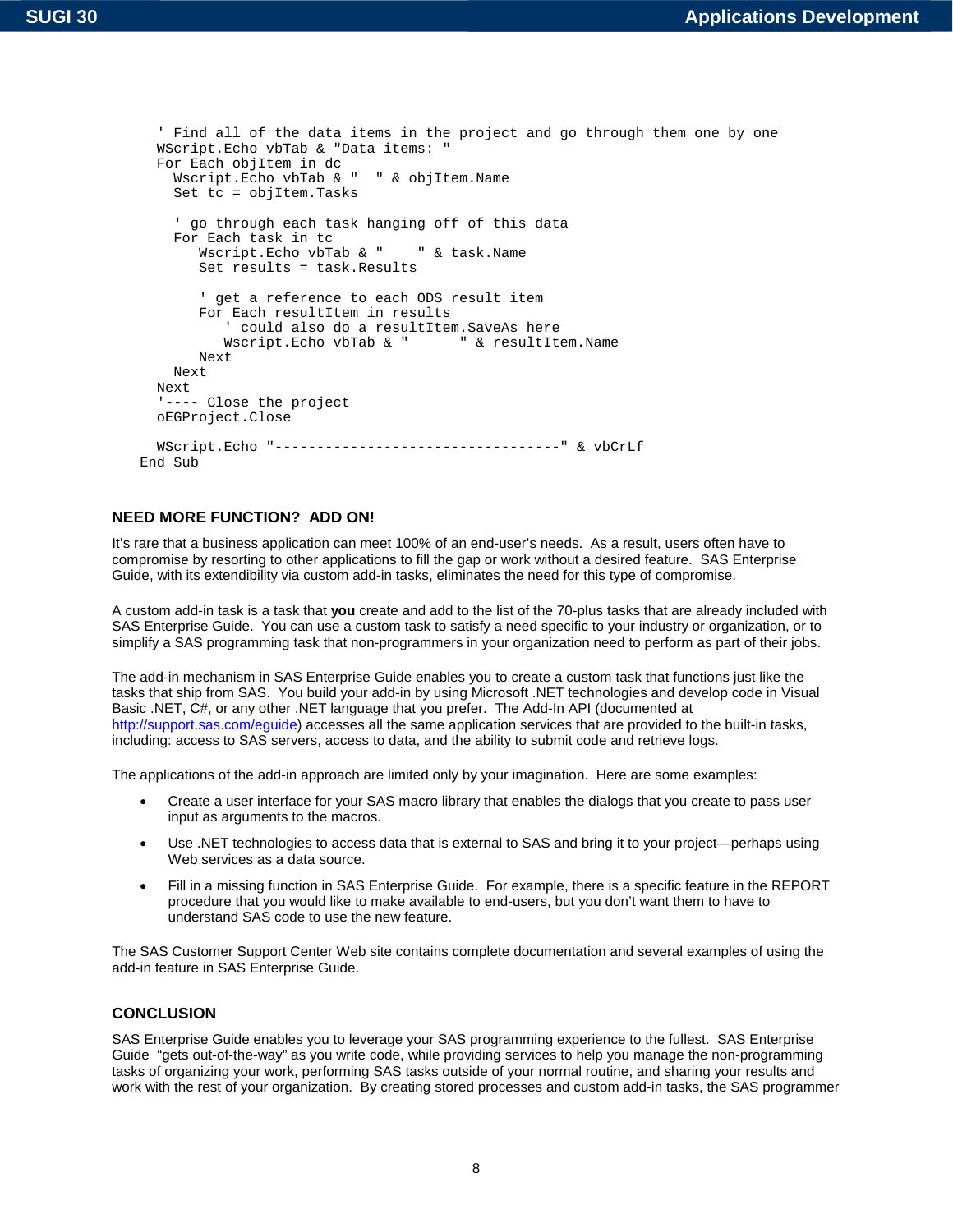```
    ' Find all of the data items in the project and go through them one by one
    WScript.Echo vbTab & "Data items: "
    For Each objItem in dc
      Wscript.Echo vbTab & "  " & objItem.Name
      Set tc = objItem.Tasks

      ' go through each task hanging off of this data
      For Each task in tc
         Wscript.Echo vbTab & "    " & task.Name
         Set results = task.Results

         ' get a reference to each ODS result item
         For Each resultItem in results
            ' could also do a resultItem.SaveAs here
            Wscript.Echo vbTab & "      " & resultItem.Name
         Next
      Next
    Next
    '---- Close the project
    oEGProject.Close

    WScript.Echo "----------------------------------" & vbCrLf
  End Sub
```

## NEED MORE FUNCTION? ADD ON!

It's rare that a business application can meet 100% of an end-user's needs. As a result, users often have to compromise by resorting to other applications to fill the gap or work without a desired feature. SAS Enterprise Guide, with its extendibility via custom add-in tasks, eliminates the need for this type of compromise.

A custom add-in task is a task that **you** create and add to the list of the 70-plus tasks that are already included with SAS Enterprise Guide. You can use a custom task to satisfy a need specific to your industry or organization, or to simplify a SAS programming task that non-programmers in your organization need to perform as part of their jobs.

The add-in mechanism in SAS Enterprise Guide enables you to create a custom task that functions just like the tasks that ship from SAS. You build your add-in by using Microsoft .NET technologies and develop code in Visual Basic .NET, C#, or any other .NET language that you prefer. The Add-In API (documented at http://support.sas.com/eguide) accesses all the same application services that are provided to the built-in tasks, including: access to SAS servers, access to data, and the ability to submit code and retrieve logs.

The applications of the add-in approach are limited only by your imagination. Here are some examples:

- Create a user interface for your SAS macro library that enables the dialogs that you create to pass user input as arguments to the macros.
- Use .NET technologies to access data that is external to SAS and bring it to your project—perhaps using Web services as a data source.
- Fill in a missing function in SAS Enterprise Guide. For example, there is a specific feature in the REPORT procedure that you would like to make available to end-users, but you don't want them to have to understand SAS code to use the new feature.

The SAS Customer Support Center Web site contains complete documentation and several examples of using the add-in feature in SAS Enterprise Guide.

## CONCLUSION

SAS Enterprise Guide enables you to leverage your SAS programming experience to the fullest. SAS Enterprise Guide "gets out-of-the-way" as you write code, while providing services to help you manage the non-programming tasks of organizing your work, performing SAS tasks outside of your normal routine, and sharing your results and work with the rest of your organization. By creating stored processes and custom add-in tasks, the SAS programmer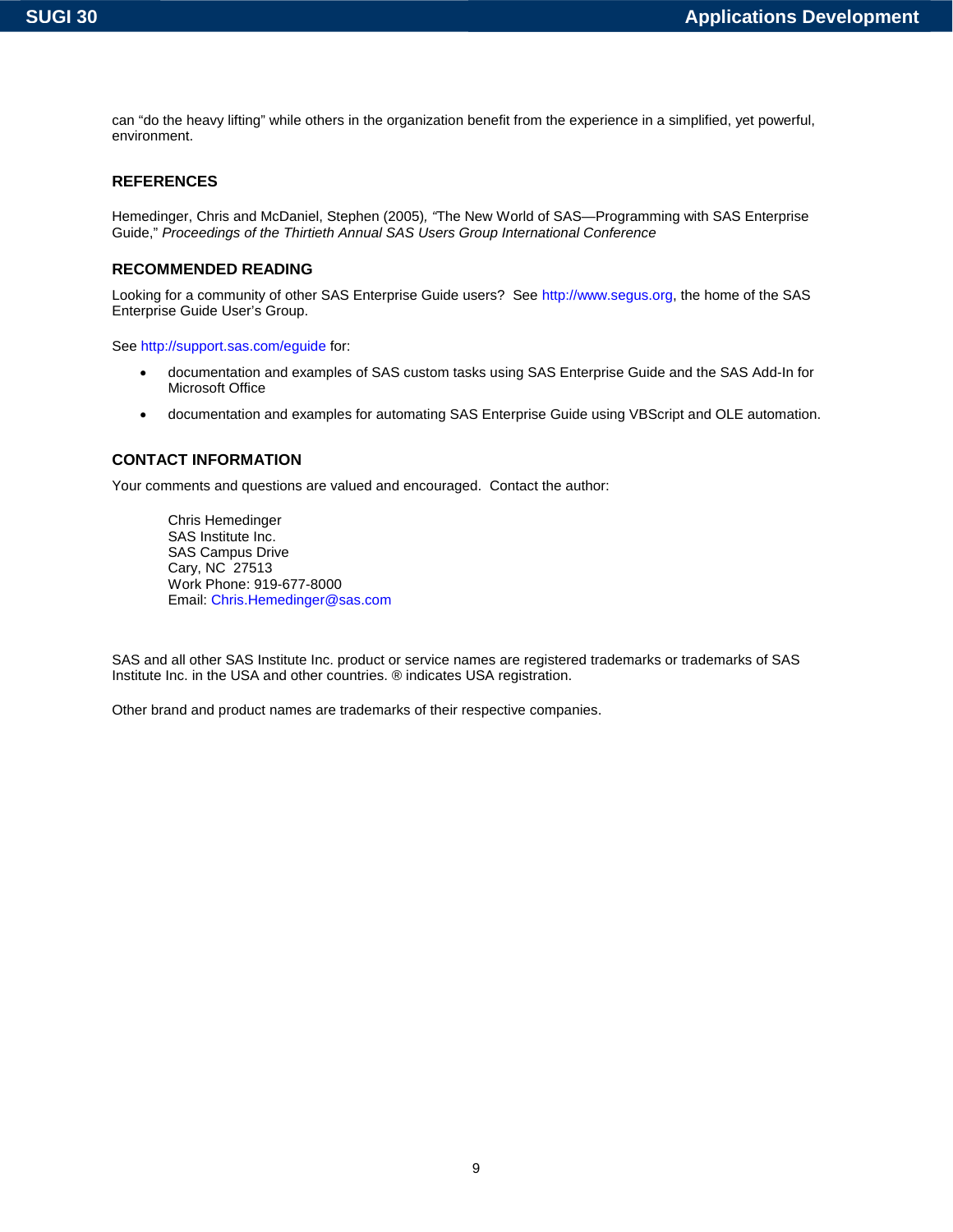can “do the heavy lifting” while others in the organization benefit from the experience in a simplified, yet powerful, environment.

## REFERENCES

Hemedinger, Chris and McDaniel, Stephen (2005), “The New World of SAS—Programming with SAS Enterprise Guide,” *Proceedings of the Thirtieth Annual SAS Users Group International Conference*

## RECOMMENDED READING

Looking for a community of other SAS Enterprise Guide users? See http://www.segus.org, the home of the SAS Enterprise Guide User’s Group.

See http://support.sas.com/eguide for:

- documentation and examples of SAS custom tasks using SAS Enterprise Guide and the SAS Add-In for Microsoft Office
- documentation and examples for automating SAS Enterprise Guide using VBScript and OLE automation.

## CONTACT INFORMATION

Your comments and questions are valued and encouraged. Contact the author:

Chris Hemedinger
SAS Institute Inc.
SAS Campus Drive
Cary, NC 27513
Work Phone: 919-677-8000
Email: Chris.Hemedinger@sas.com

SAS and all other SAS Institute Inc. product or service names are registered trademarks or trademarks of SAS Institute Inc. in the USA and other countries. ® indicates USA registration.

Other brand and product names are trademarks of their respective companies.